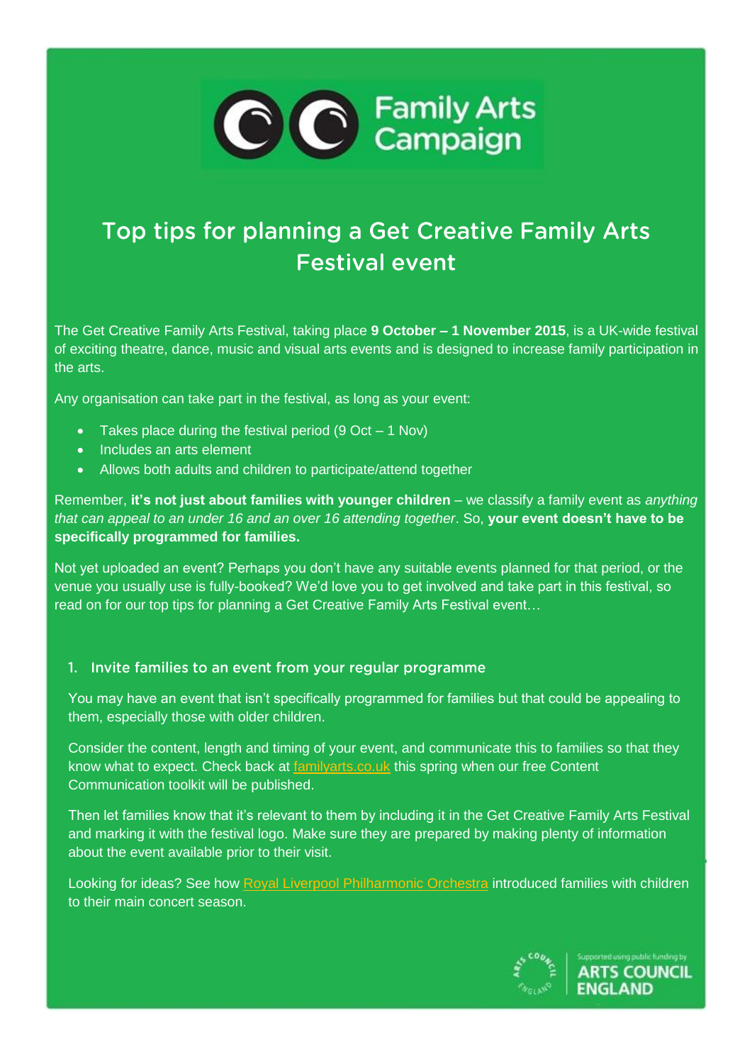Family Arts Campaign

# Top tips for planning a Get Creative Family Arts Festival event

The Get Creative Family Arts Festival, taking place **9 October – 1 November 2015**, is a UK-wide festival of exciting theatre, dance, music and visual arts events and is designed to increase family participation in the arts.

Any organisation can take part in the festival, as long as your event:

- Takes place during the festival period (9 Oct – 1 Nov)
- Includes an arts element
- Allows both adults and children to participate/attend together

Remember, **it's not just about families with younger children** – we classify a family event as *anything that can appeal to an under 16 and an over 16 attending together*. So, **your event doesn't have to be specifically programmed for families.**

Not yet uploaded an event? Perhaps you don't have any suitable events planned for that period, or the venue you usually use is fully-booked? We'd love you to get involved and take part in this festival, so read on for our top tips for planning a Get Creative Family Arts Festival event…

## 1. Invite families to an event from your regular programme

You may have an event that isn't specifically programmed for families but that could be appealing to them, especially those with older children.

Consider the content, length and timing of your event, and communicate this to families so that they know what to expect. Check back at familyarts.co.uk this spring when our free Content Communication toolkit will be published.

Then let families know that it's relevant to them by including it in the Get Creative Family Arts Festival and marking it with the festival logo. Make sure they are prepared by making plenty of information about the event available prior to their visit.

Looking for ideas? See how Royal Liverpool Philharmonic Orchestra introduced families with children to their main concert season.

Supported using public funding by ARTS COUNCIL ENGLAND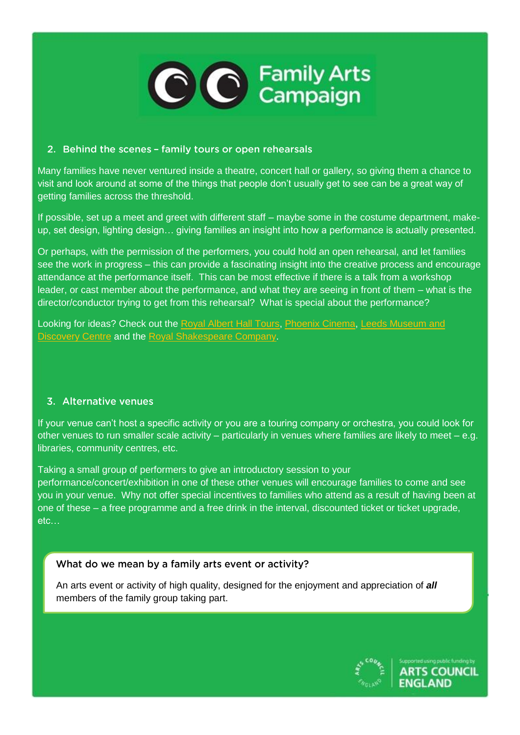## 2. Behind the scenes – family tours or open rehearsals

Many families have never ventured inside a theatre, concert hall or gallery, so giving them a chance to visit and look around at some of the things that people don't usually get to see can be a great way of getting families across the threshold.

If possible, set up a meet and greet with different staff – maybe some in the costume department, make-up, set design, lighting design… giving families an insight into how a performance is actually presented.

Or perhaps, with the permission of the performers, you could hold an open rehearsal, and let families see the work in progress – this can provide a fascinating insight into the creative process and encourage attendance at the performance itself. This can be most effective if there is a talk from a workshop leader, or cast member about the performance, and what they are seeing in front of them – what is the director/conductor trying to get from this rehearsal? What is special about the performance?

Looking for ideas? Check out the Royal Albert Hall Tours, Phoenix Cinema, Leeds Museum and Discovery Centre and the Royal Shakespeare Company.

## 3. Alternative venues

If your venue can't host a specific activity or you are a touring company or orchestra, you could look for other venues to run smaller scale activity – particularly in venues where families are likely to meet – e.g. libraries, community centres, etc.

Taking a small group of performers to give an introductory session to your performance/concert/exhibition in one of these other venues will encourage families to come and see you in your venue. Why not offer special incentives to families who attend as a result of having been at one of these – a free programme and a free drink in the interval, discounted ticket or ticket upgrade, etc…

> **What do we mean by a family arts event or activity?**
>
> An arts event or activity of high quality, designed for the enjoyment and appreciation of ***all*** members of the family group taking part.

Supported using public funding by ARTS COUNCIL ENGLAND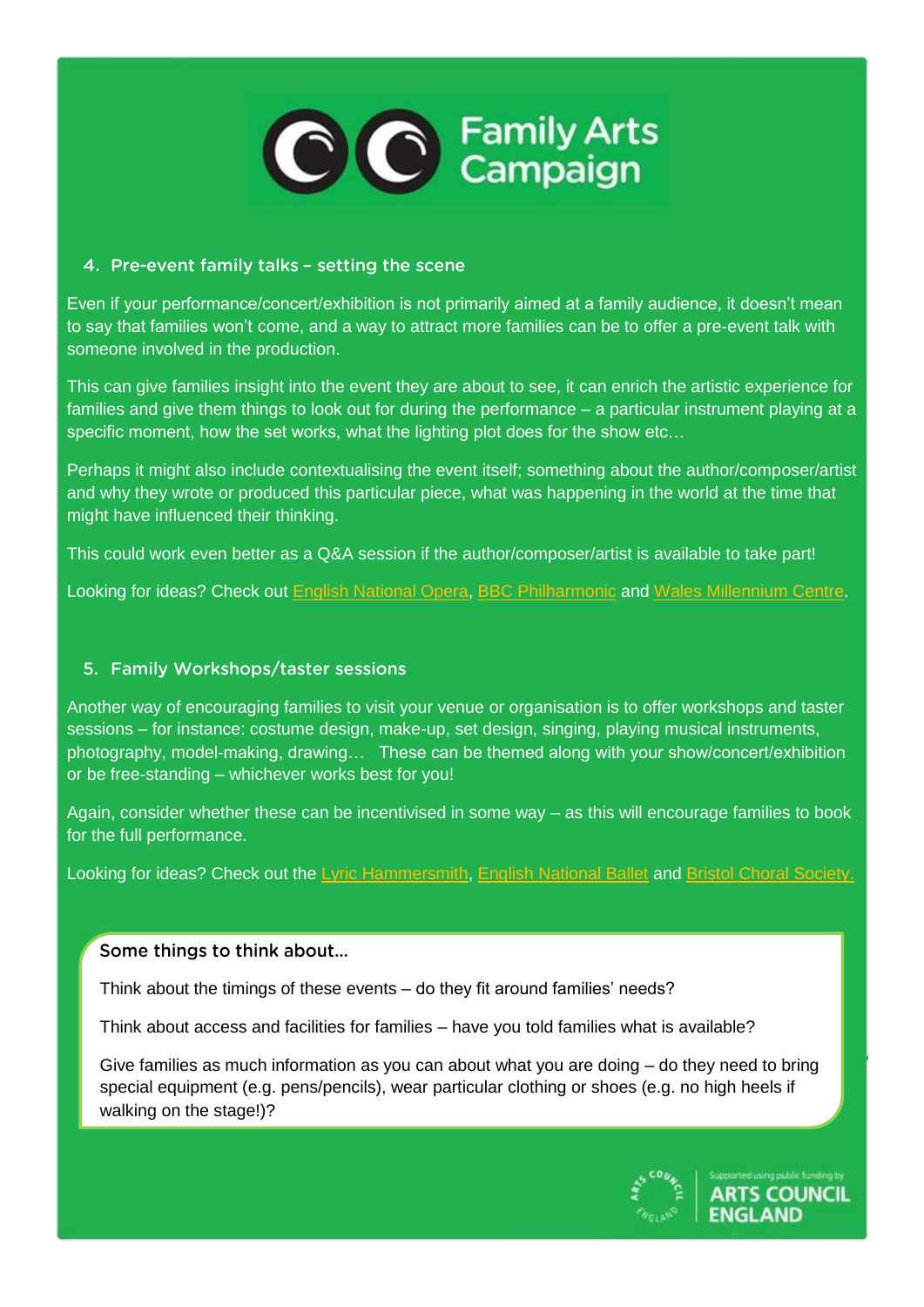## 4. Pre-event family talks – setting the scene

Even if your performance/concert/exhibition is not primarily aimed at a family audience, it doesn't mean to say that families won't come, and a way to attract more families can be to offer a pre-event talk with someone involved in the production.

This can give families insight into the event they are about to see, it can enrich the artistic experience for families and give them things to look out for during the performance – a particular instrument playing at a specific moment, how the set works, what the lighting plot does for the show etc…

Perhaps it might also include contextualising the event itself; something about the author/composer/artist and why they wrote or produced this particular piece, what was happening in the world at the time that might have influenced their thinking.

This could work even better as a Q&A session if the author/composer/artist is available to take part!

Looking for ideas? Check out English National Opera, BBC Philharmonic and Wales Millennium Centre.

## 5. Family Workshops/taster sessions

Another way of encouraging families to visit your venue or organisation is to offer workshops and taster sessions – for instance: costume design, make-up, set design, singing, playing musical instruments, photography, model-making, drawing… These can be themed along with your show/concert/exhibition or be free-standing – whichever works best for you!

Again, consider whether these can be incentivised in some way – as this will encourage families to book for the full performance.

Looking for ideas? Check out the Lyric Hammersmith, English National Ballet and Bristol Choral Society.

### Some things to think about…

Think about the timings of these events – do they fit around families' needs?

Think about access and facilities for families – have you told families what is available?

Give families as much information as you can about what you are doing – do they need to bring special equipment (e.g. pens/pencils), wear particular clothing or shoes (e.g. no high heels if walking on the stage!)?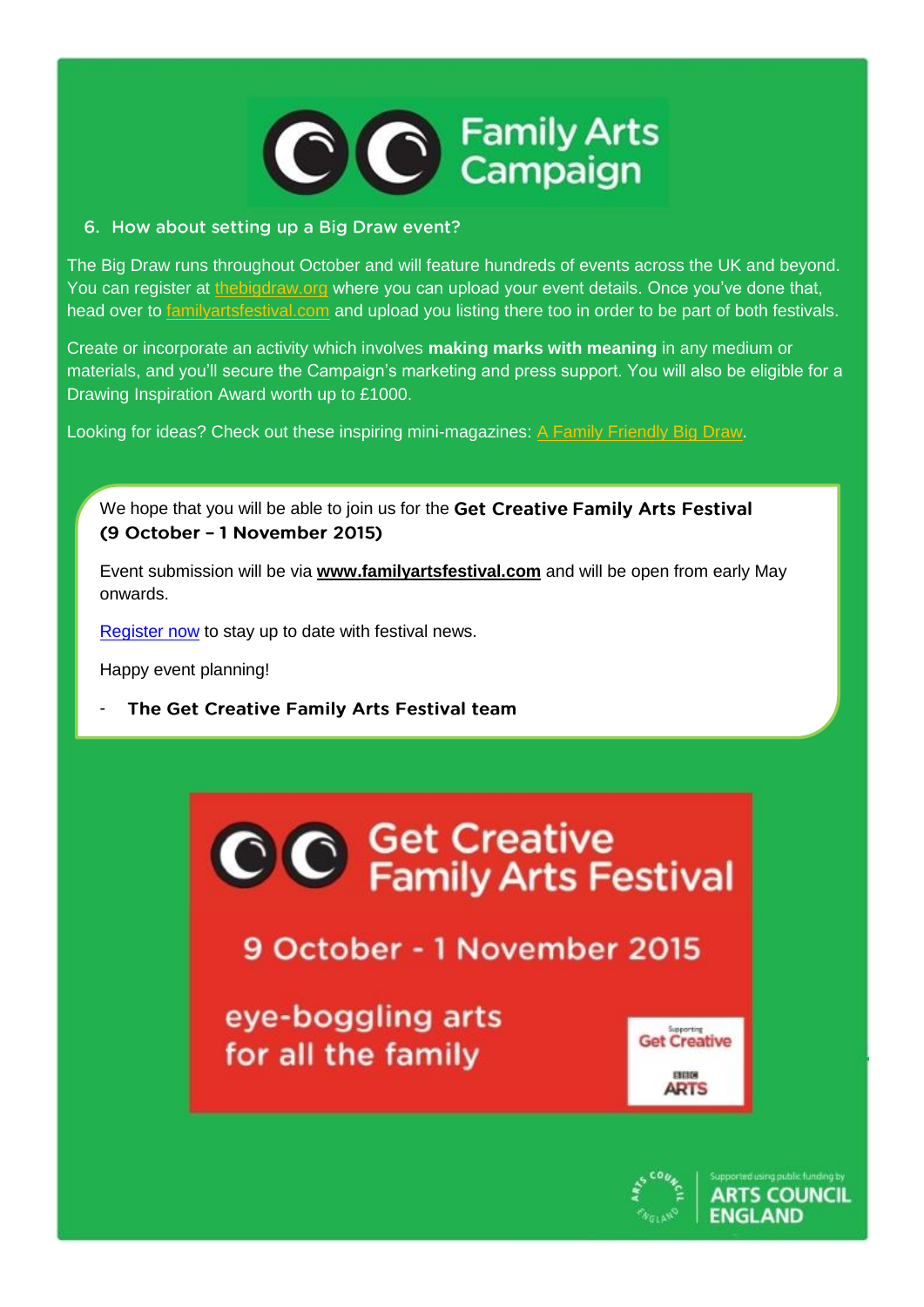Family Arts Campaign

## 6. How about setting up a Big Draw event?

The Big Draw runs throughout October and will feature hundreds of events across the UK and beyond. You can register at thebigdraw.org where you can upload your event details. Once you've done that, head over to familyartsfestival.com and upload you listing there too in order to be part of both festivals.

Create or incorporate an activity which involves **making marks with meaning** in any medium or materials, and you'll secure the Campaign's marketing and press support. You will also be eligible for a Drawing Inspiration Award worth up to £1000.

Looking for ideas? Check out these inspiring mini-magazines: A Family Friendly Big Draw.

We hope that you will be able to join us for the **Get Creative Family Arts Festival (9 October – 1 November 2015)**

Event submission will be via **www.familyartsfestival.com** and will be open from early May onwards.

Register now to stay up to date with festival news.

Happy event planning!

- **The Get Creative Family Arts Festival team**

Get Creative Family Arts Festival

9 October - 1 November 2015

eye-boggling arts for all the family

Supporting Get Creative BBC ARTS

Supported using public funding by ARTS COUNCIL ENGLAND